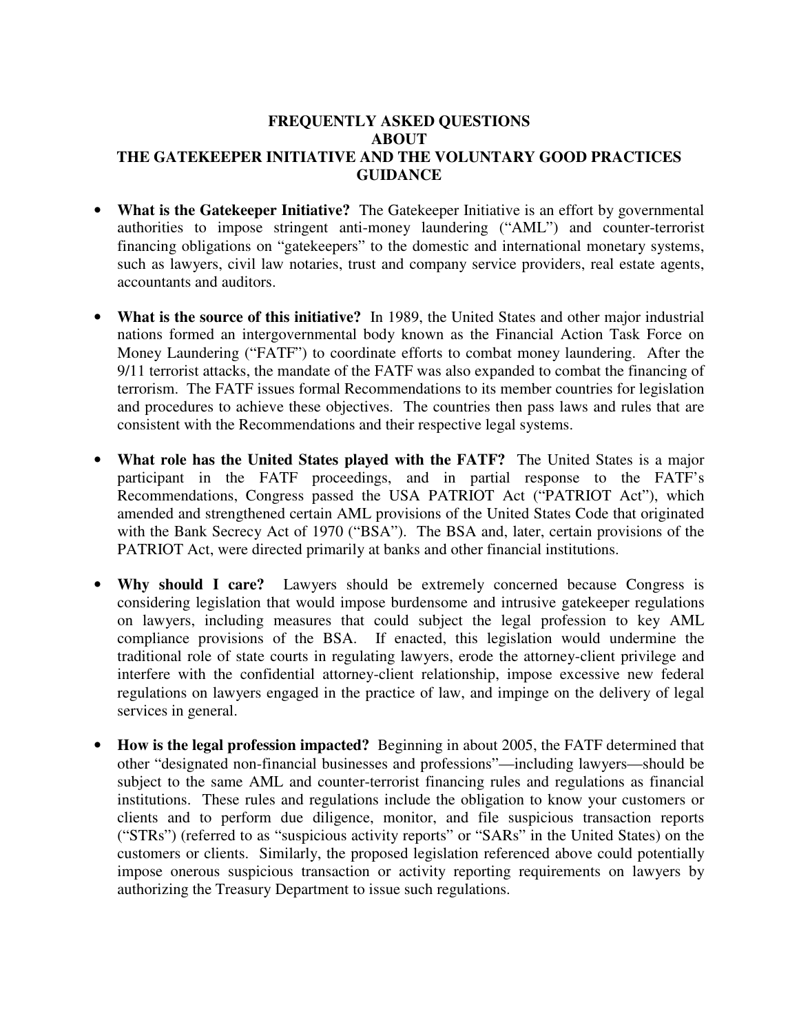# FREQUENTLY ASKED QUESTIONS ABOUT THE GATEKEEPER INITIATIVE AND THE VOLUNTARY GOOD PRACTICES GUIDANCE

- **What is the Gatekeeper Initiative?** The Gatekeeper Initiative is an effort by governmental authorities to impose stringent anti-money laundering ("AML") and counter-terrorist financing obligations on "gatekeepers" to the domestic and international monetary systems, such as lawyers, civil law notaries, trust and company service providers, real estate agents, accountants and auditors.

- **What is the source of this initiative?** In 1989, the United States and other major industrial nations formed an intergovernmental body known as the Financial Action Task Force on Money Laundering ("FATF") to coordinate efforts to combat money laundering. After the 9/11 terrorist attacks, the mandate of the FATF was also expanded to combat the financing of terrorism. The FATF issues formal Recommendations to its member countries for legislation and procedures to achieve these objectives. The countries then pass laws and rules that are consistent with the Recommendations and their respective legal systems.

- **What role has the United States played with the FATF?** The United States is a major participant in the FATF proceedings, and in partial response to the FATF's Recommendations, Congress passed the USA PATRIOT Act ("PATRIOT Act"), which amended and strengthened certain AML provisions of the United States Code that originated with the Bank Secrecy Act of 1970 ("BSA"). The BSA and, later, certain provisions of the PATRIOT Act, were directed primarily at banks and other financial institutions.

- **Why should I care?** Lawyers should be extremely concerned because Congress is considering legislation that would impose burdensome and intrusive gatekeeper regulations on lawyers, including measures that could subject the legal profession to key AML compliance provisions of the BSA. If enacted, this legislation would undermine the traditional role of state courts in regulating lawyers, erode the attorney-client privilege and interfere with the confidential attorney-client relationship, impose excessive new federal regulations on lawyers engaged in the practice of law, and impinge on the delivery of legal services in general.

- **How is the legal profession impacted?** Beginning in about 2005, the FATF determined that other "designated non-financial businesses and professions"—including lawyers—should be subject to the same AML and counter-terrorist financing rules and regulations as financial institutions. These rules and regulations include the obligation to know your customers or clients and to perform due diligence, monitor, and file suspicious transaction reports ("STRs") (referred to as "suspicious activity reports" or "SARs" in the United States) on the customers or clients. Similarly, the proposed legislation referenced above could potentially impose onerous suspicious transaction or activity reporting requirements on lawyers by authorizing the Treasury Department to issue such regulations.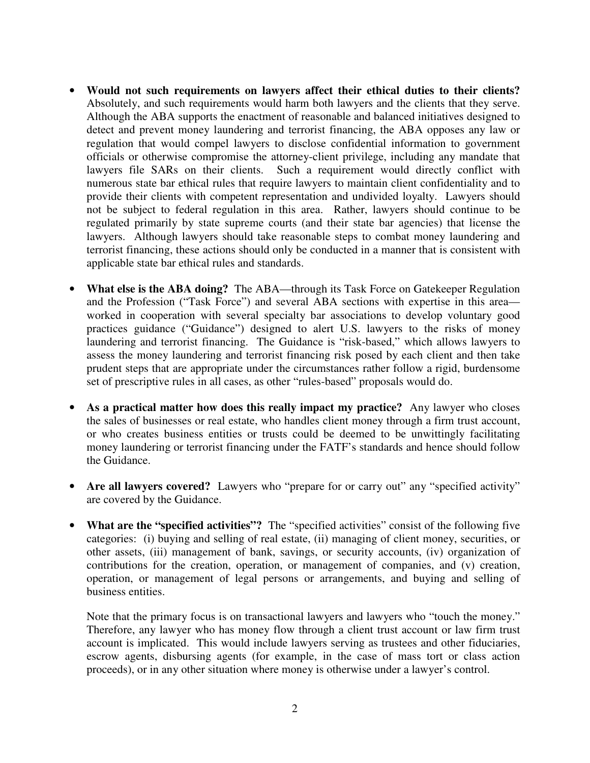- **Would not such requirements on lawyers affect their ethical duties to their clients?** Absolutely, and such requirements would harm both lawyers and the clients that they serve. Although the ABA supports the enactment of reasonable and balanced initiatives designed to detect and prevent money laundering and terrorist financing, the ABA opposes any law or regulation that would compel lawyers to disclose confidential information to government officials or otherwise compromise the attorney-client privilege, including any mandate that lawyers file SARs on their clients. Such a requirement would directly conflict with numerous state bar ethical rules that require lawyers to maintain client confidentiality and to provide their clients with competent representation and undivided loyalty. Lawyers should not be subject to federal regulation in this area. Rather, lawyers should continue to be regulated primarily by state supreme courts (and their state bar agencies) that license the lawyers. Although lawyers should take reasonable steps to combat money laundering and terrorist financing, these actions should only be conducted in a manner that is consistent with applicable state bar ethical rules and standards.

- **What else is the ABA doing?** The ABA—through its Task Force on Gatekeeper Regulation and the Profession ("Task Force") and several ABA sections with expertise in this area—worked in cooperation with several specialty bar associations to develop voluntary good practices guidance ("Guidance") designed to alert U.S. lawyers to the risks of money laundering and terrorist financing. The Guidance is "risk-based," which allows lawyers to assess the money laundering and terrorist financing risk posed by each client and then take prudent steps that are appropriate under the circumstances rather follow a rigid, burdensome set of prescriptive rules in all cases, as other "rules-based" proposals would do.

- **As a practical matter how does this really impact my practice?** Any lawyer who closes the sales of businesses or real estate, who handles client money through a firm trust account, or who creates business entities or trusts could be deemed to be unwittingly facilitating money laundering or terrorist financing under the FATF's standards and hence should follow the Guidance.

- **Are all lawyers covered?** Lawyers who "prepare for or carry out" any "specified activity" are covered by the Guidance.

- **What are the "specified activities"?** The "specified activities" consist of the following five categories: (i) buying and selling of real estate, (ii) managing of client money, securities, or other assets, (iii) management of bank, savings, or security accounts, (iv) organization of contributions for the creation, operation, or management of companies, and (v) creation, operation, or management of legal persons or arrangements, and buying and selling of business entities.

  Note that the primary focus is on transactional lawyers and lawyers who "touch the money." Therefore, any lawyer who has money flow through a client trust account or law firm trust account is implicated. This would include lawyers serving as trustees and other fiduciaries, escrow agents, disbursing agents (for example, in the case of mass tort or class action proceeds), or in any other situation where money is otherwise under a lawyer's control.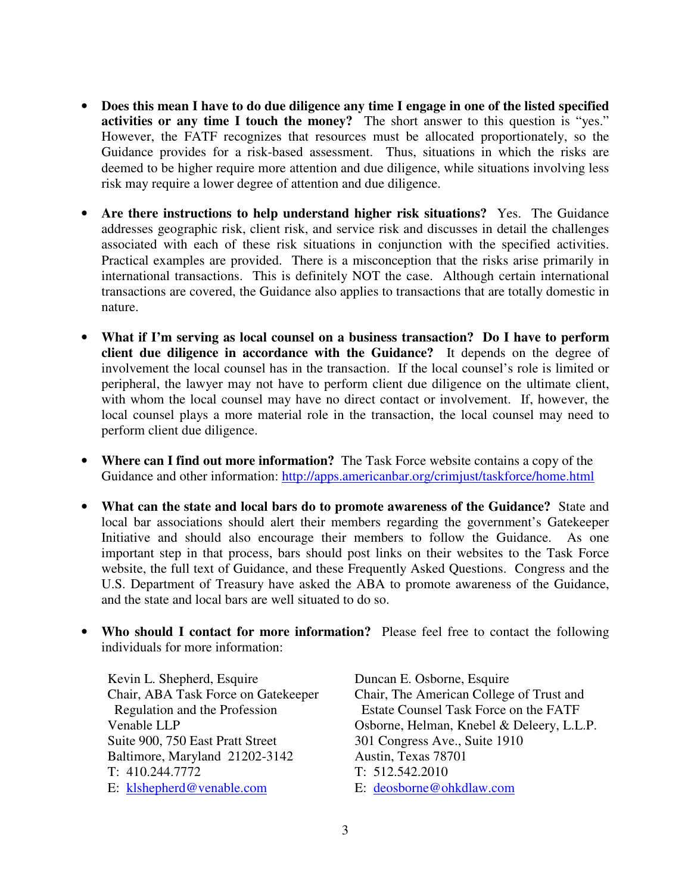- **Does this mean I have to do due diligence any time I engage in one of the listed specified activities or any time I touch the money?** The short answer to this question is "yes." However, the FATF recognizes that resources must be allocated proportionately, so the Guidance provides for a risk-based assessment. Thus, situations in which the risks are deemed to be higher require more attention and due diligence, while situations involving less risk may require a lower degree of attention and due diligence.

- **Are there instructions to help understand higher risk situations?** Yes. The Guidance addresses geographic risk, client risk, and service risk and discusses in detail the challenges associated with each of these risk situations in conjunction with the specified activities. Practical examples are provided. There is a misconception that the risks arise primarily in international transactions. This is definitely NOT the case. Although certain international transactions are covered, the Guidance also applies to transactions that are totally domestic in nature.

- **What if I'm serving as local counsel on a business transaction? Do I have to perform client due diligence in accordance with the Guidance?** It depends on the degree of involvement the local counsel has in the transaction. If the local counsel's role is limited or peripheral, the lawyer may not have to perform client due diligence on the ultimate client, with whom the local counsel may have no direct contact or involvement. If, however, the local counsel plays a more material role in the transaction, the local counsel may need to perform client due diligence.

- **Where can I find out more information?** The Task Force website contains a copy of the Guidance and other information: http://apps.americanbar.org/crimjust/taskforce/home.html

- **What can the state and local bars do to promote awareness of the Guidance?** State and local bar associations should alert their members regarding the government's Gatekeeper Initiative and should also encourage their members to follow the Guidance. As one important step in that process, bars should post links on their websites to the Task Force website, the full text of Guidance, and these Frequently Asked Questions. Congress and the U.S. Department of Treasury have asked the ABA to promote awareness of the Guidance, and the state and local bars are well situated to do so.

- **Who should I contact for more information?** Please feel free to contact the following individuals for more information:

Kevin L. Shepherd, Esquire
Chair, ABA Task Force on Gatekeeper Regulation and the Profession
Venable LLP
Suite 900, 750 East Pratt Street
Baltimore, Maryland 21202-3142
T: 410.244.7772
E: klshepherd@venable.com

Duncan E. Osborne, Esquire
Chair, The American College of Trust and Estate Counsel Task Force on the FATF
Osborne, Helman, Knebel & Deleery, L.L.P.
301 Congress Ave., Suite 1910
Austin, Texas 78701
T: 512.542.2010
E: deosborne@ohkdlaw.com